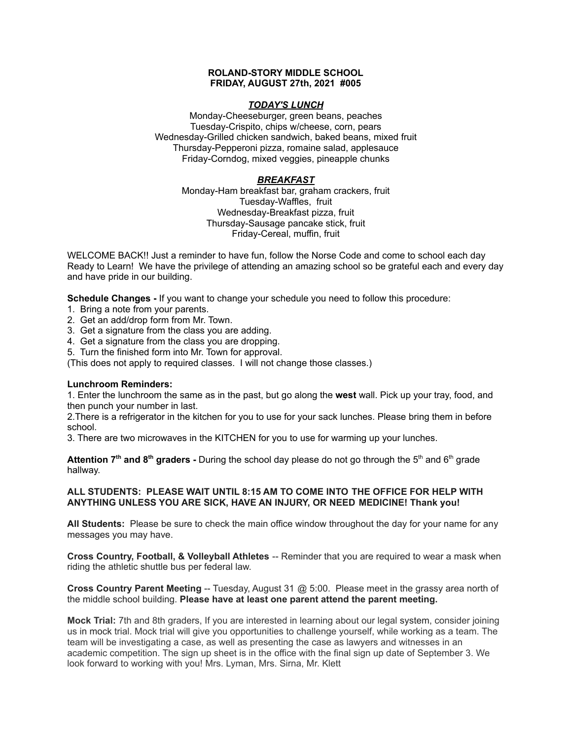**ROLAND-STORY MIDDLE SCHOOL**
**FRIDAY, AUGUST 27th, 2021 #005**

## ***TODAY'S LUNCH***

Monday-Cheeseburger, green beans, peaches
Tuesday-Crispito, chips w/cheese, corn, pears
Wednesday-Grilled chicken sandwich, baked beans, mixed fruit
Thursday-Pepperoni pizza, romaine salad, applesauce
Friday-Corndog, mixed veggies, pineapple chunks

## ***BREAKFAST***

Monday-Ham breakfast bar, graham crackers, fruit
Tuesday-Waffles, fruit
Wednesday-Breakfast pizza, fruit
Thursday-Sausage pancake stick, fruit
Friday-Cereal, muffin, fruit

WELCOME BACK!! Just a reminder to have fun, follow the Norse Code and come to school each day Ready to Learn! We have the privilege of attending an amazing school so be grateful each and every day and have pride in our building.

**Schedule Changes -** If you want to change your schedule you need to follow this procedure:

1. Bring a note from your parents.
2. Get an add/drop form from Mr. Town.
3. Get a signature from the class you are adding.
4. Get a signature from the class you are dropping.
5. Turn the finished form into Mr. Town for approval.

(This does not apply to required classes. I will not change those classes.)

**Lunchroom Reminders:**

1. Enter the lunchroom the same as in the past, but go along the **west** wall. Pick up your tray, food, and then punch your number in last.
2. There is a refrigerator in the kitchen for you to use for your sack lunches. Please bring them in before school.
3. There are two microwaves in the KITCHEN for you to use for warming up your lunches.

**Attention 7th and 8th graders -** During the school day please do not go through the 5th and 6th grade hallway.

**ALL STUDENTS: PLEASE WAIT UNTIL 8:15 AM TO COME INTO THE OFFICE FOR HELP WITH ANYTHING UNLESS YOU ARE SICK, HAVE AN INJURY, OR NEED MEDICINE! Thank you!**

**All Students:** Please be sure to check the main office window throughout the day for your name for any messages you may have.

**Cross Country, Football, & Volleyball Athletes** -- Reminder that you are required to wear a mask when riding the athletic shuttle bus per federal law.

**Cross Country Parent Meeting** -- Tuesday, August 31 @ 5:00. Please meet in the grassy area north of the middle school building. **Please have at least one parent attend the parent meeting.**

**Mock Trial:** 7th and 8th graders, If you are interested in learning about our legal system, consider joining us in mock trial. Mock trial will give you opportunities to challenge yourself, while working as a team. The team will be investigating a case, as well as presenting the case as lawyers and witnesses in an academic competition. The sign up sheet is in the office with the final sign up date of September 3. We look forward to working with you! Mrs. Lyman, Mrs. Sirna, Mr. Klett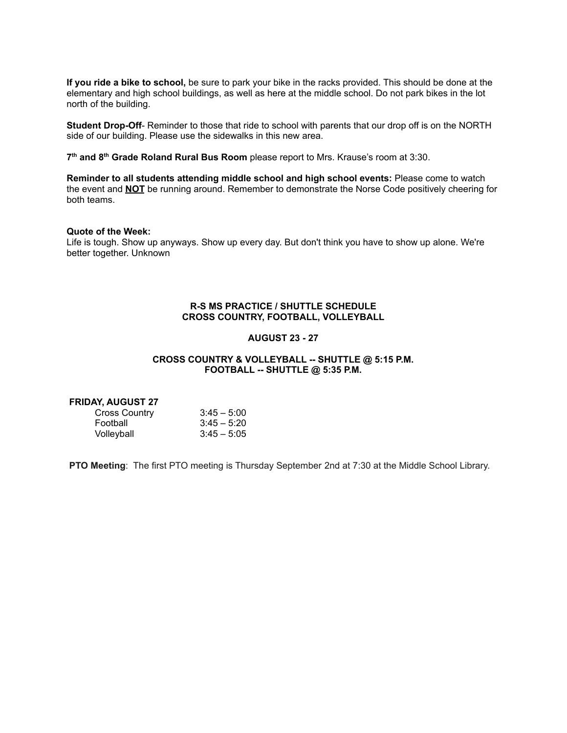**If you ride a bike to school,** be sure to park your bike in the racks provided. This should be done at the elementary and high school buildings, as well as here at the middle school. Do not park bikes in the lot north of the building.

**Student Drop-Off**- Reminder to those that ride to school with parents that our drop off is on the NORTH side of our building. Please use the sidewalks in this new area.

**7th and 8th Grade Roland Rural Bus Room** please report to Mrs. Krause's room at 3:30.

**Reminder to all students attending middle school and high school events:** Please come to watch the event and <u>**NOT**</u> be running around. Remember to demonstrate the Norse Code positively cheering for both teams.

**Quote of the Week:**
Life is tough. Show up anyways. Show up every day. But don't think you have to show up alone. We're better together. Unknown

**R-S MS PRACTICE / SHUTTLE SCHEDULE**
**CROSS COUNTRY, FOOTBALL, VOLLEYBALL**

**AUGUST 23 - 27**

**CROSS COUNTRY & VOLLEYBALL -- SHUTTLE @ 5:15 P.M.**
**FOOTBALL -- SHUTTLE @ 5:35 P.M.**

**FRIDAY, AUGUST 27**

| | |
|---|---|
| Cross Country | 3:45 – 5:00 |
| Football | 3:45 – 5:20 |
| Volleyball | 3:45 – 5:05 |

**PTO Meeting**: The first PTO meeting is Thursday September 2nd at 7:30 at the Middle School Library.